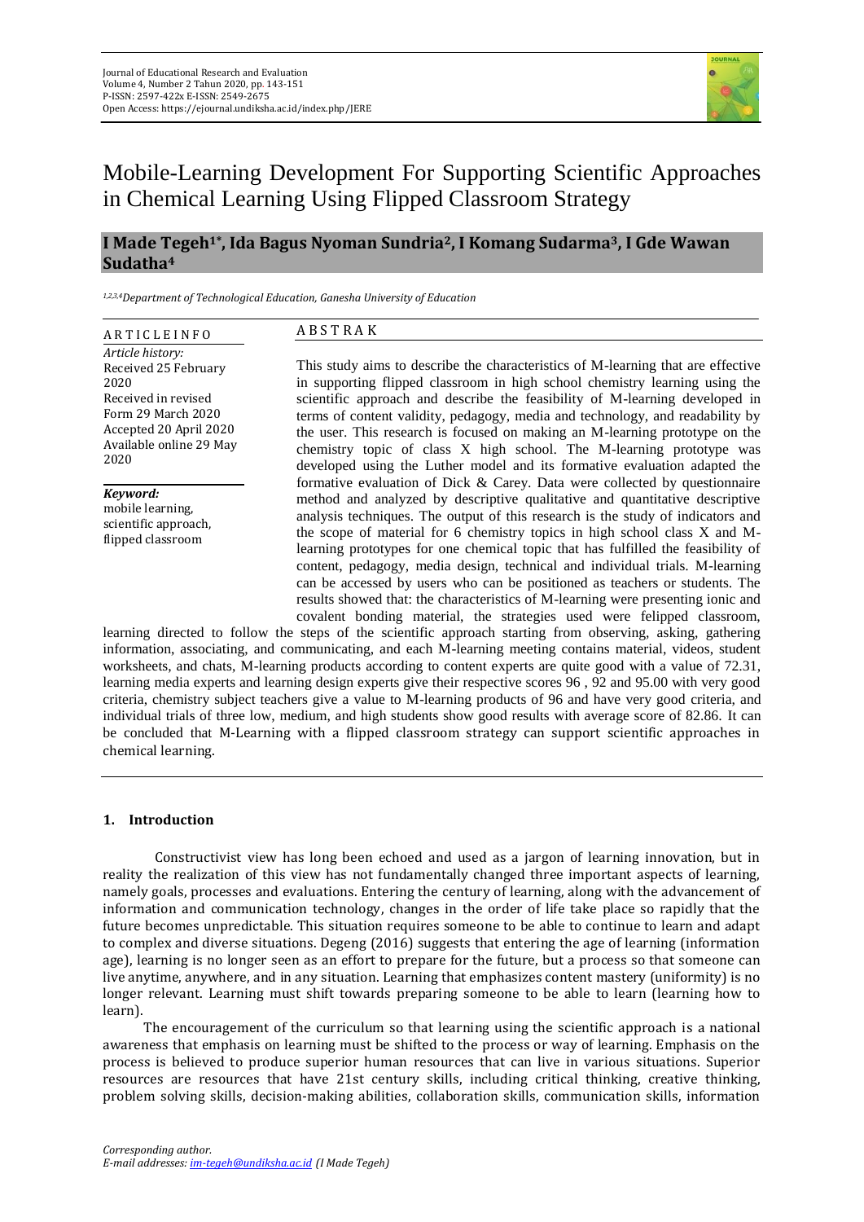# Mobile-Learning Development For Supporting Scientific Approaches in Chemical Learning Using Flipped Classroom Strategy

**I Made Tegeh[1*], Ida Bagus Nyoman Sundria[2], I Komang Sudarma[3], I Gde Wawan Sudatha[4]**

*[1,2,3,4]Department of Technological Education, Ganesha University of Education*

**ARTICLE INFO**

*Article history:*
Received 25 February 2020
Received in revised Form 29 March 2020
Accepted 20 April 2020
Available online 29 May 2020

***Keyword:***
mobile learning, scientific approach, flipped classroom

**ABSTRAK**

This study aims to describe the characteristics of M-learning that are effective in supporting flipped classroom in high school chemistry learning using the scientific approach and describe the feasibility of M-learning developed in terms of content validity, pedagogy, media and technology, and readability by the user. This research is focused on making an M-learning prototype on the chemistry topic of class X high school. The M-learning prototype was developed using the Luther model and its formative evaluation adapted the formative evaluation of Dick & Carey. Data were collected by questionnaire method and analyzed by descriptive qualitative and quantitative descriptive analysis techniques. The output of this research is the study of indicators and the scope of material for 6 chemistry topics in high school class X and M-learning prototypes for one chemical topic that has fulfilled the feasibility of content, pedagogy, media design, technical and individual trials. M-learning can be accessed by users who can be positioned as teachers or students. The results showed that: the characteristics of M-learning were presenting ionic and covalent bonding material, the strategies used were felipped classroom, learning directed to follow the steps of the scientific approach starting from observing, asking, gathering information, associating, and communicating, and each M-learning meeting contains material, videos, student worksheets, and chats, M-learning products according to content experts are quite good with a value of 72.31, learning media experts and learning design experts give their respective scores 96 , 92 and 95.00 with very good criteria, chemistry subject teachers give a value to M-learning products of 96 and have very good criteria, and individual trials of three low, medium, and high students show good results with average score of 82.86. It can be concluded that M-Learning with a flipped classroom strategy can support scientific approaches in chemical learning.

## 1. Introduction

Constructivist view has long been echoed and used as a jargon of learning innovation, but in reality the realization of this view has not fundamentally changed three important aspects of learning, namely goals, processes and evaluations. Entering the century of learning, along with the advancement of information and communication technology, changes in the order of life take place so rapidly that the future becomes unpredictable. This situation requires someone to be able to continue to learn and adapt to complex and diverse situations. Degeng (2016) suggests that entering the age of learning (information age), learning is no longer seen as an effort to prepare for the future, but a process so that someone can live anytime, anywhere, and in any situation. Learning that emphasizes content mastery (uniformity) is no longer relevant. Learning must shift towards preparing someone to be able to learn (learning how to learn).

The encouragement of the curriculum so that learning using the scientific approach is a national awareness that emphasis on learning must be shifted to the process or way of learning. Emphasis on the process is believed to produce superior human resources that can live in various situations. Superior resources are resources that have 21st century skills, including critical thinking, creative thinking, problem solving skills, decision-making abilities, collaboration skills, communication skills, information

*Corresponding author.*
*E-mail addresses: im-tegeh@undiksha.ac.id (I Made Tegeh)*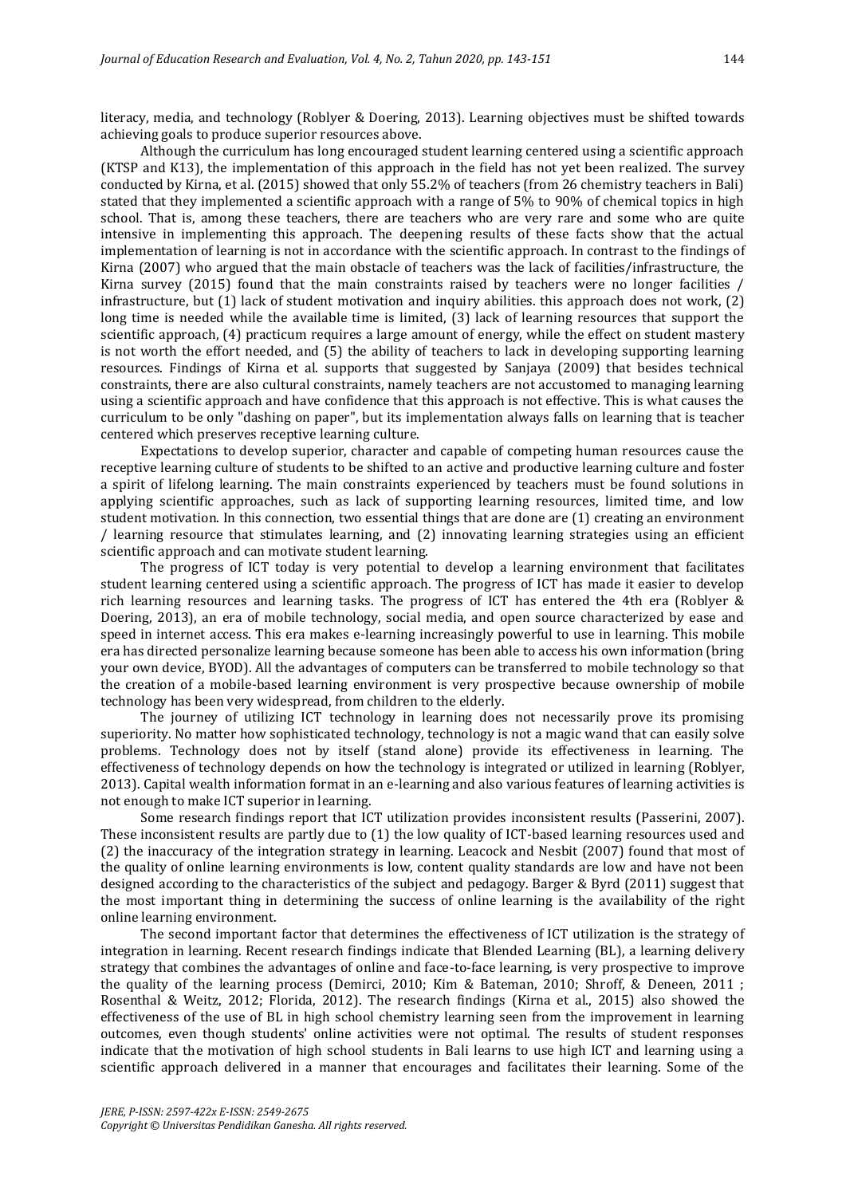literacy, media, and technology (Roblyer & Doering, 2013). Learning objectives must be shifted towards achieving goals to produce superior resources above.

Although the curriculum has long encouraged student learning centered using a scientific approach (KTSP and K13), the implementation of this approach in the field has not yet been realized. The survey conducted by Kirna, et al. (2015) showed that only 55.2% of teachers (from 26 chemistry teachers in Bali) stated that they implemented a scientific approach with a range of 5% to 90% of chemical topics in high school. That is, among these teachers, there are teachers who are very rare and some who are quite intensive in implementing this approach. The deepening results of these facts show that the actual implementation of learning is not in accordance with the scientific approach. In contrast to the findings of Kirna (2007) who argued that the main obstacle of teachers was the lack of facilities/infrastructure, the Kirna survey (2015) found that the main constraints raised by teachers were no longer facilities / infrastructure, but (1) lack of student motivation and inquiry abilities. this approach does not work, (2) long time is needed while the available time is limited, (3) lack of learning resources that support the scientific approach, (4) practicum requires a large amount of energy, while the effect on student mastery is not worth the effort needed, and (5) the ability of teachers to lack in developing supporting learning resources. Findings of Kirna et al. supports that suggested by Sanjaya (2009) that besides technical constraints, there are also cultural constraints, namely teachers are not accustomed to managing learning using a scientific approach and have confidence that this approach is not effective. This is what causes the curriculum to be only "dashing on paper", but its implementation always falls on learning that is teacher centered which preserves receptive learning culture.

Expectations to develop superior, character and capable of competing human resources cause the receptive learning culture of students to be shifted to an active and productive learning culture and foster a spirit of lifelong learning. The main constraints experienced by teachers must be found solutions in applying scientific approaches, such as lack of supporting learning resources, limited time, and low student motivation. In this connection, two essential things that are done are (1) creating an environment / learning resource that stimulates learning, and (2) innovating learning strategies using an efficient scientific approach and can motivate student learning.

The progress of ICT today is very potential to develop a learning environment that facilitates student learning centered using a scientific approach. The progress of ICT has made it easier to develop rich learning resources and learning tasks. The progress of ICT has entered the 4th era (Roblyer & Doering, 2013), an era of mobile technology, social media, and open source characterized by ease and speed in internet access. This era makes e-learning increasingly powerful to use in learning. This mobile era has directed personalize learning because someone has been able to access his own information (bring your own device, BYOD). All the advantages of computers can be transferred to mobile technology so that the creation of a mobile-based learning environment is very prospective because ownership of mobile technology has been very widespread, from children to the elderly.

The journey of utilizing ICT technology in learning does not necessarily prove its promising superiority. No matter how sophisticated technology, technology is not a magic wand that can easily solve problems. Technology does not by itself (stand alone) provide its effectiveness in learning. The effectiveness of technology depends on how the technology is integrated or utilized in learning (Roblyer, 2013). Capital wealth information format in an e-learning and also various features of learning activities is not enough to make ICT superior in learning.

Some research findings report that ICT utilization provides inconsistent results (Passerini, 2007). These inconsistent results are partly due to (1) the low quality of ICT-based learning resources used and (2) the inaccuracy of the integration strategy in learning. Leacock and Nesbit (2007) found that most of the quality of online learning environments is low, content quality standards are low and have not been designed according to the characteristics of the subject and pedagogy. Barger & Byrd (2011) suggest that the most important thing in determining the success of online learning is the availability of the right online learning environment.

The second important factor that determines the effectiveness of ICT utilization is the strategy of integration in learning. Recent research findings indicate that Blended Learning (BL), a learning delivery strategy that combines the advantages of online and face-to-face learning, is very prospective to improve the quality of the learning process (Demirci, 2010; Kim & Bateman, 2010; Shroff, & Deneen, 2011 ; Rosenthal & Weitz, 2012; Florida, 2012). The research findings (Kirna et al., 2015) also showed the effectiveness of the use of BL in high school chemistry learning seen from the improvement in learning outcomes, even though students' online activities were not optimal. The results of student responses indicate that the motivation of high school students in Bali learns to use high ICT and learning using a scientific approach delivered in a manner that encourages and facilitates their learning. Some of the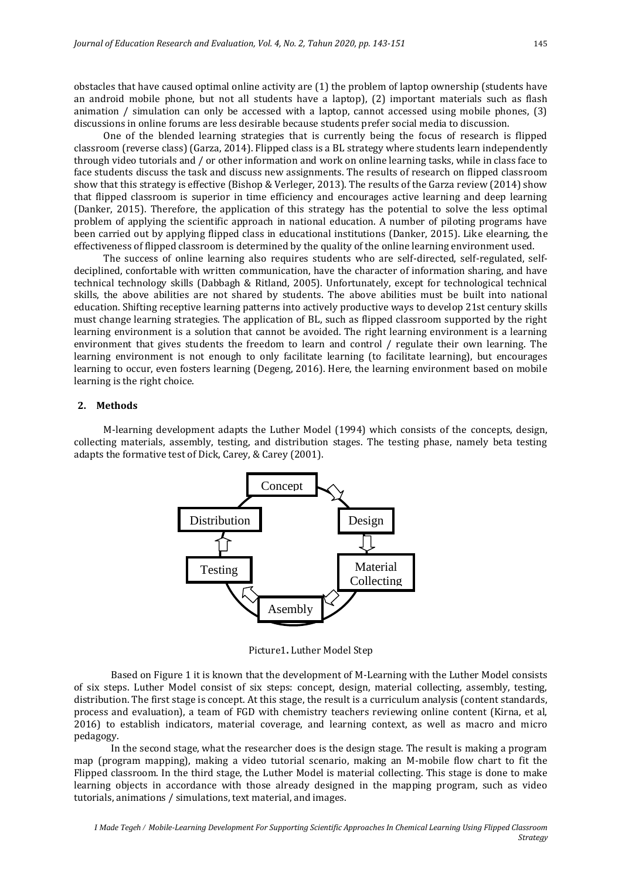obstacles that have caused optimal online activity are (1) the problem of laptop ownership (students have an android mobile phone, but not all students have a laptop), (2) important materials such as flash animation / simulation can only be accessed with a laptop, cannot accessed using mobile phones, (3) discussions in online forums are less desirable because students prefer social media to discussion.

One of the blended learning strategies that is currently being the focus of research is flipped classroom (reverse class) (Garza, 2014). Flipped class is a BL strategy where students learn independently through video tutorials and / or other information and work on online learning tasks, while in class face to face students discuss the task and discuss new assignments. The results of research on flipped classroom show that this strategy is effective (Bishop & Verleger, 2013). The results of the Garza review (2014) show that flipped classroom is superior in time efficiency and encourages active learning and deep learning (Danker, 2015). Therefore, the application of this strategy has the potential to solve the less optimal problem of applying the scientific approach in national education. A number of piloting programs have been carried out by applying flipped class in educational institutions (Danker, 2015). Like elearning, the effectiveness of flipped classroom is determined by the quality of the online learning environment used.

The success of online learning also requires students who are self-directed, self-regulated, self-deciplined, confortable with written communication, have the character of information sharing, and have technical technology skills (Dabbagh & Ritland, 2005). Unfortunately, except for technological technical skills, the above abilities are not shared by students. The above abilities must be built into national education. Shifting receptive learning patterns into actively productive ways to develop 21st century skills must change learning strategies. The application of BL, such as flipped classroom supported by the right learning environment is a solution that cannot be avoided. The right learning environment is a learning environment that gives students the freedom to learn and control / regulate their own learning. The learning environment is not enough to only facilitate learning (to facilitate learning), but encourages learning to occur, even fosters learning (Degeng, 2016). Here, the learning environment based on mobile learning is the right choice.

## 2. Methods

M-learning development adapts the Luther Model (1994) which consists of the concepts, design, collecting materials, assembly, testing, and distribution stages. The testing phase, namely beta testing adapts the formative test of Dick, Carey, & Carey (2001).

Concept → Design → Material Collecting → Asembly → Testing → Distribution

Picture1. Luther Model Step

Based on Figure 1 it is known that the development of M-Learning with the Luther Model consists of six steps. Luther Model consist of six steps: concept, design, material collecting, assembly, testing, distribution. The first stage is concept. At this stage, the result is a curriculum analysis (content standards, process and evaluation), a team of FGD with chemistry teachers reviewing online content (Kirna, et al, 2016) to establish indicators, material coverage, and learning context, as well as macro and micro pedagogy.

In the second stage, what the researcher does is the design stage. The result is making a program map (program mapping), making a video tutorial scenario, making an M-mobile flow chart to fit the Flipped classroom. In the third stage, the Luther Model is material collecting. This stage is done to make learning objects in accordance with those already designed in the mapping program, such as video tutorials, animations / simulations, text material, and images.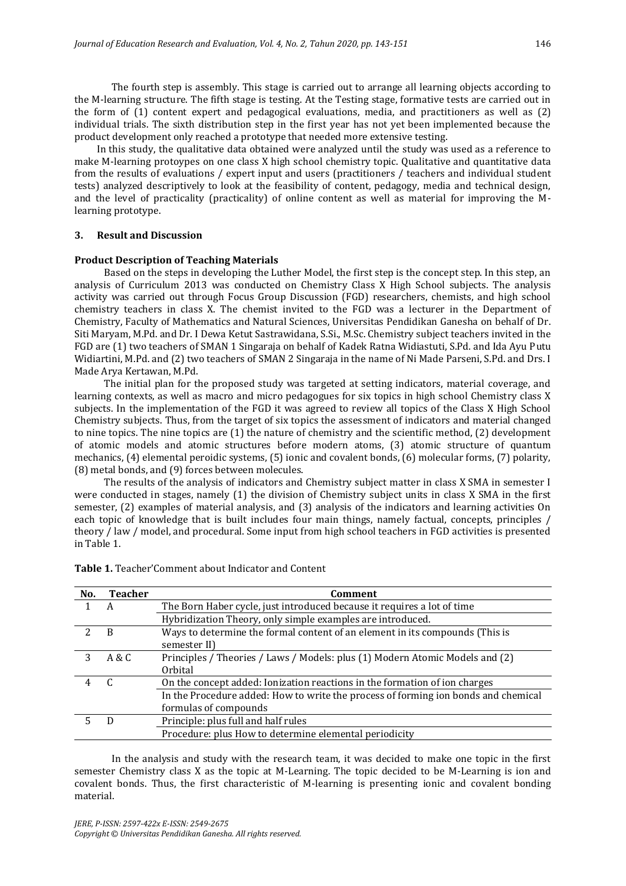The fourth step is assembly. This stage is carried out to arrange all learning objects according to the M-learning structure. The fifth stage is testing. At the Testing stage, formative tests are carried out in the form of (1) content expert and pedagogical evaluations, media, and practitioners as well as (2) individual trials. The sixth distribution step in the first year has not yet been implemented because the product development only reached a prototype that needed more extensive testing.

In this study, the qualitative data obtained were analyzed until the study was used as a reference to make M-learning protoypes on one class X high school chemistry topic. Qualitative and quantitative data from the results of evaluations / expert input and users (practitioners / teachers and individual student tests) analyzed descriptively to look at the feasibility of content, pedagogy, media and technical design, and the level of practicality (practicality) of online content as well as material for improving the M-learning prototype.

## 3. Result and Discussion

### Product Description of Teaching Materials

Based on the steps in developing the Luther Model, the first step is the concept step. In this step, an analysis of Curriculum 2013 was conducted on Chemistry Class X High School subjects. The analysis activity was carried out through Focus Group Discussion (FGD) researchers, chemists, and high school chemistry teachers in class X. The chemist invited to the FGD was a lecturer in the Department of Chemistry, Faculty of Mathematics and Natural Sciences, Universitas Pendidikan Ganesha on behalf of Dr. Siti Maryam, M.Pd. and Dr. I Dewa Ketut Sastrawidana, S.Si., M.Sc. Chemistry subject teachers invited in the FGD are (1) two teachers of SMAN 1 Singaraja on behalf of Kadek Ratna Widiastuti, S.Pd. and Ida Ayu Putu Widiartini, M.Pd. and (2) two teachers of SMAN 2 Singaraja in the name of Ni Made Parseni, S.Pd. and Drs. I Made Arya Kertawan, M.Pd.

The initial plan for the proposed study was targeted at setting indicators, material coverage, and learning contexts, as well as macro and micro pedagogues for six topics in high school Chemistry class X subjects. In the implementation of the FGD it was agreed to review all topics of the Class X High School Chemistry subjects. Thus, from the target of six topics the assessment of indicators and material changed to nine topics. The nine topics are (1) the nature of chemistry and the scientific method, (2) development of atomic models and atomic structures before modern atoms, (3) atomic structure of quantum mechanics, (4) elemental peroidic systems, (5) ionic and covalent bonds, (6) molecular forms, (7) polarity, (8) metal bonds, and (9) forces between molecules.

The results of the analysis of indicators and Chemistry subject matter in class X SMA in semester I were conducted in stages, namely (1) the division of Chemistry subject units in class X SMA in the first semester, (2) examples of material analysis, and (3) analysis of the indicators and learning activities On each topic of knowledge that is built includes four main things, namely factual, concepts, principles / theory / law / model, and procedural. Some input from high school teachers in FGD activities is presented in Table 1.

**Table 1.** Teacher'Comment about Indicator and Content

| No. | Teacher | Comment |
|---|---|---|
| 1 | A | The Born Haber cycle, just introduced because it requires a lot of time |
| | | Hybridization Theory, only simple examples are introduced. |
| 2 | B | Ways to determine the formal content of an element in its compounds (This is semester II) |
| 3 | A & C | Principles / Theories / Laws / Models: plus (1) Modern Atomic Models and (2) Orbital |
| 4 | C | On the concept added: Ionization reactions in the formation of ion charges |
| | | In the Procedure added: How to write the process of forming ion bonds and chemical formulas of compounds |
| 5 | D | Principle: plus full and half rules |
| | | Procedure: plus How to determine elemental periodicity |

In the analysis and study with the research team, it was decided to make one topic in the first semester Chemistry class X as the topic at M-Learning. The topic decided to be M-Learning is ion and covalent bonds. Thus, the first characteristic of M-learning is presenting ionic and covalent bonding material.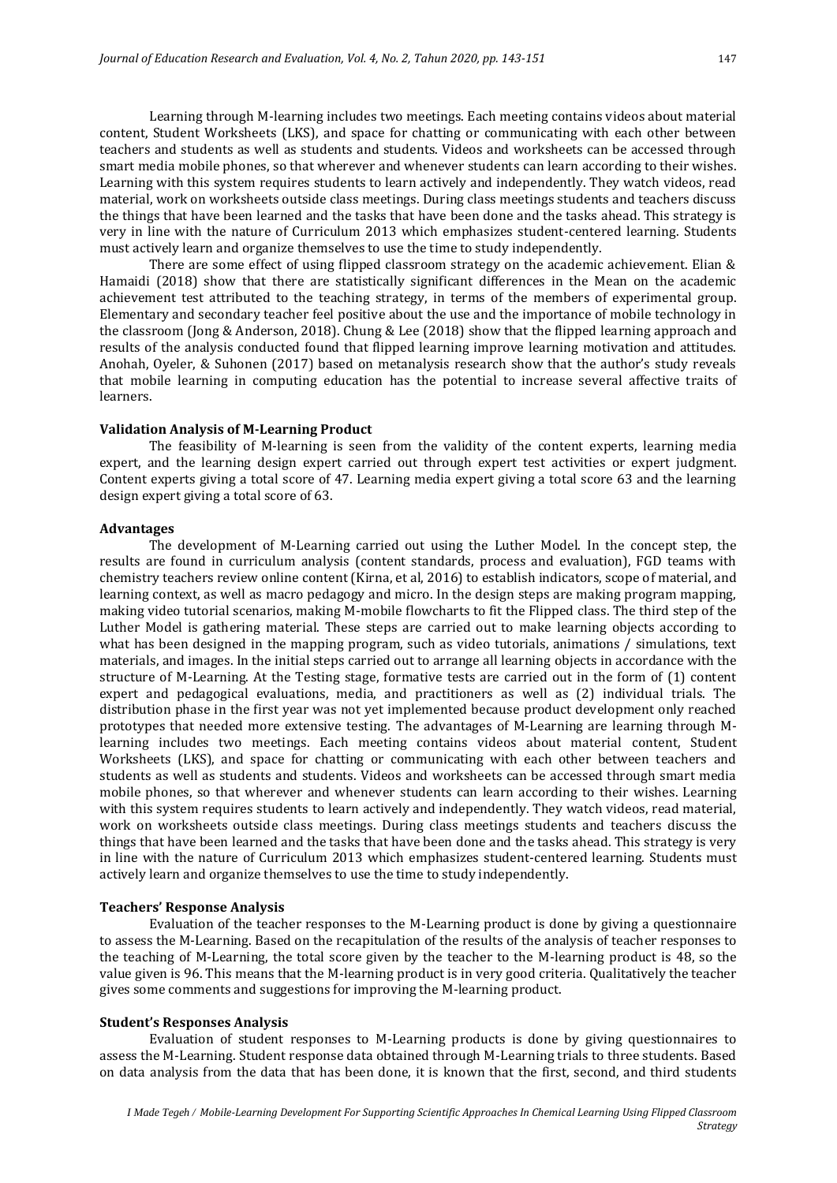Learning through M-learning includes two meetings. Each meeting contains videos about material content, Student Worksheets (LKS), and space for chatting or communicating with each other between teachers and students as well as students and students. Videos and worksheets can be accessed through smart media mobile phones, so that wherever and whenever students can learn according to their wishes. Learning with this system requires students to learn actively and independently. They watch videos, read material, work on worksheets outside class meetings. During class meetings students and teachers discuss the things that have been learned and the tasks that have been done and the tasks ahead. This strategy is very in line with the nature of Curriculum 2013 which emphasizes student-centered learning. Students must actively learn and organize themselves to use the time to study independently.

There are some effect of using flipped classroom strategy on the academic achievement. Elian & Hamaidi (2018) show that there are statistically significant differences in the Mean on the academic achievement test attributed to the teaching strategy, in terms of the members of experimental group. Elementary and secondary teacher feel positive about the use and the importance of mobile technology in the classroom (Jong & Anderson, 2018). Chung & Lee (2018) show that the flipped learning approach and results of the analysis conducted found that flipped learning improve learning motivation and attitudes. Anohah, Oyeler, & Suhonen (2017) based on metanalysis research show that the author's study reveals that mobile learning in computing education has the potential to increase several affective traits of learners.

### Validation Analysis of M-Learning Product

The feasibility of M-learning is seen from the validity of the content experts, learning media expert, and the learning design expert carried out through expert test activities or expert judgment. Content experts giving a total score of 47. Learning media expert giving a total score 63 and the learning design expert giving a total score of 63.

### Advantages

The development of M-Learning carried out using the Luther Model. In the concept step, the results are found in curriculum analysis (content standards, process and evaluation), FGD teams with chemistry teachers review online content (Kirna, et al, 2016) to establish indicators, scope of material, and learning context, as well as macro pedagogy and micro. In the design steps are making program mapping, making video tutorial scenarios, making M-mobile flowcharts to fit the Flipped class. The third step of the Luther Model is gathering material. These steps are carried out to make learning objects according to what has been designed in the mapping program, such as video tutorials, animations / simulations, text materials, and images. In the initial steps carried out to arrange all learning objects in accordance with the structure of M-Learning. At the Testing stage, formative tests are carried out in the form of (1) content expert and pedagogical evaluations, media, and practitioners as well as (2) individual trials. The distribution phase in the first year was not yet implemented because product development only reached prototypes that needed more extensive testing. The advantages of M-Learning are learning through M-learning includes two meetings. Each meeting contains videos about material content, Student Worksheets (LKS), and space for chatting or communicating with each other between teachers and students as well as students and students. Videos and worksheets can be accessed through smart media mobile phones, so that wherever and whenever students can learn according to their wishes. Learning with this system requires students to learn actively and independently. They watch videos, read material, work on worksheets outside class meetings. During class meetings students and teachers discuss the things that have been learned and the tasks that have been done and the tasks ahead. This strategy is very in line with the nature of Curriculum 2013 which emphasizes student-centered learning. Students must actively learn and organize themselves to use the time to study independently.

### Teachers' Response Analysis

Evaluation of the teacher responses to the M-Learning product is done by giving a questionnaire to assess the M-Learning. Based on the recapitulation of the results of the analysis of teacher responses to the teaching of M-Learning, the total score given by the teacher to the M-learning product is 48, so the value given is 96. This means that the M-learning product is in very good criteria. Qualitatively the teacher gives some comments and suggestions for improving the M-learning product.

### Student's Responses Analysis

Evaluation of student responses to M-Learning products is done by giving questionnaires to assess the M-Learning. Student response data obtained through M-Learning trials to three students. Based on data analysis from the data that has been done, it is known that the first, second, and third students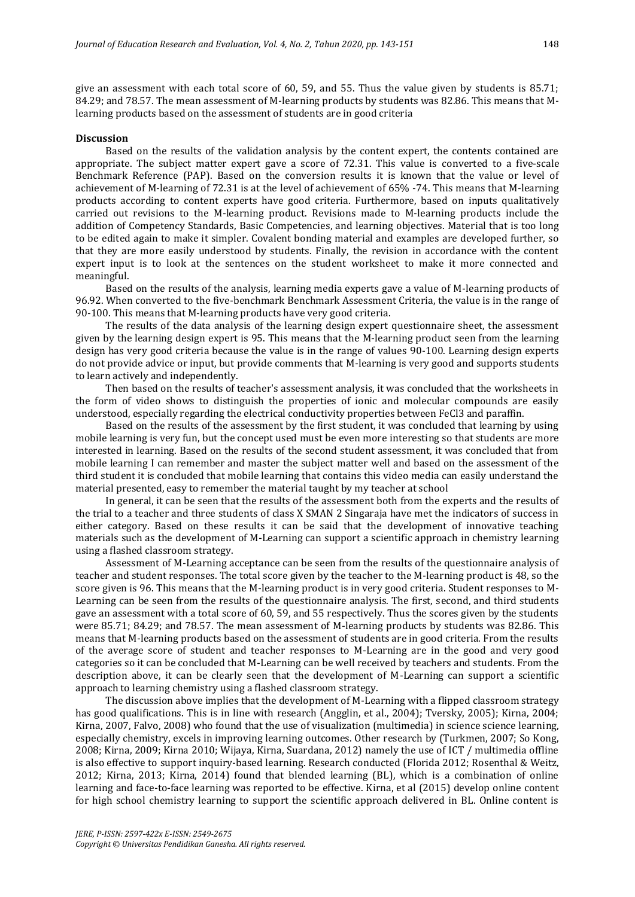give an assessment with each total score of 60, 59, and 55. Thus the value given by students is 85.71; 84.29; and 78.57. The mean assessment of M-learning products by students was 82.86. This means that M-learning products based on the assessment of students are in good criteria

**Discussion**

Based on the results of the validation analysis by the content expert, the contents contained are appropriate. The subject matter expert gave a score of 72.31. This value is converted to a five-scale Benchmark Reference (PAP). Based on the conversion results it is known that the value or level of achievement of M-learning of 72.31 is at the level of achievement of 65% -74. This means that M-learning products according to content experts have good criteria. Furthermore, based on inputs qualitatively carried out revisions to the M-learning product. Revisions made to M-learning products include the addition of Competency Standards, Basic Competencies, and learning objectives. Material that is too long to be edited again to make it simpler. Covalent bonding material and examples are developed further, so that they are more easily understood by students. Finally, the revision in accordance with the content expert input is to look at the sentences on the student worksheet to make it more connected and meaningful.

Based on the results of the analysis, learning media experts gave a value of M-learning products of 96.92. When converted to the five-benchmark Benchmark Assessment Criteria, the value is in the range of 90-100. This means that M-learning products have very good criteria.

The results of the data analysis of the learning design expert questionnaire sheet, the assessment given by the learning design expert is 95. This means that the M-learning product seen from the learning design has very good criteria because the value is in the range of values 90-100. Learning design experts do not provide advice or input, but provide comments that M-learning is very good and supports students to learn actively and independently.

Then based on the results of teacher's assessment analysis, it was concluded that the worksheets in the form of video shows to distinguish the properties of ionic and molecular compounds are easily understood, especially regarding the electrical conductivity properties between $FeCl_3$ and paraffin.

Based on the results of the assessment by the first student, it was concluded that learning by using mobile learning is very fun, but the concept used must be even more interesting so that students are more interested in learning. Based on the results of the second student assessment, it was concluded that from mobile learning I can remember and master the subject matter well and based on the assessment of the third student it is concluded that mobile learning that contains this video media can easily understand the material presented, easy to remember the material taught by my teacher at school

In general, it can be seen that the results of the assessment both from the experts and the results of the trial to a teacher and three students of class X SMAN 2 Singaraja have met the indicators of success in either category. Based on these results it can be said that the development of innovative teaching materials such as the development of M-Learning can support a scientific approach in chemistry learning using a flashed classroom strategy.

Assessment of M-Learning acceptance can be seen from the results of the questionnaire analysis of teacher and student responses. The total score given by the teacher to the M-learning product is 48, so the score given is 96. This means that the M-learning product is in very good criteria. Student responses to M-Learning can be seen from the results of the questionnaire analysis. The first, second, and third students gave an assessment with a total score of 60, 59, and 55 respectively. Thus the scores given by the students were 85.71; 84.29; and 78.57. The mean assessment of M-learning products by students was 82.86. This means that M-learning products based on the assessment of students are in good criteria. From the results of the average score of student and teacher responses to M-Learning are in the good and very good categories so it can be concluded that M-Learning can be well received by teachers and students. From the description above, it can be clearly seen that the development of M-Learning can support a scientific approach to learning chemistry using a flashed classroom strategy.

The discussion above implies that the development of M-Learning with a flipped classroom strategy has good qualifications. This is in line with research (Angglin, et al., 2004); Tversky, 2005); Kirna, 2004; Kirna, 2007, Falvo, 2008) who found that the use of visualization (multimedia) in science science learning, especially chemistry, excels in improving learning outcomes. Other research by (Turkmen, 2007; So Kong, 2008; Kirna, 2009; Kirna 2010; Wijaya, Kirna, Suardana, 2012) namely the use of ICT / multimedia offline is also effective to support inquiry-based learning. Research conducted (Florida 2012; Rosenthal & Weitz, 2012; Kirna, 2013; Kirna, 2014) found that blended learning (BL), which is a combination of online learning and face-to-face learning was reported to be effective. Kirna, et al (2015) develop online content for high school chemistry learning to support the scientific approach delivered in BL. Online content is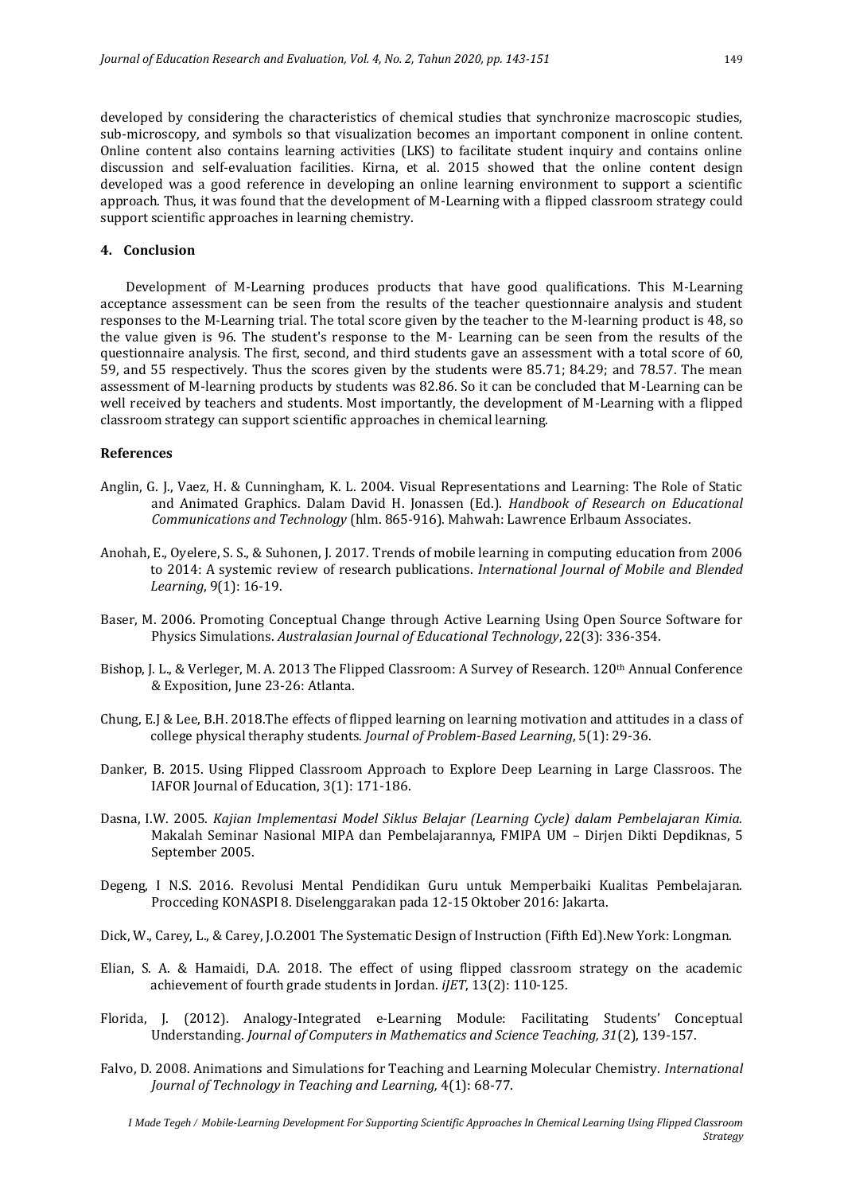developed by considering the characteristics of chemical studies that synchronize macroscopic studies, sub-microscopy, and symbols so that visualization becomes an important component in online content. Online content also contains learning activities (LKS) to facilitate student inquiry and contains online discussion and self-evaluation facilities. Kirna, et al. 2015 showed that the online content design developed was a good reference in developing an online learning environment to support a scientific approach. Thus, it was found that the development of M-Learning with a flipped classroom strategy could support scientific approaches in learning chemistry.

## 4. Conclusion

Development of M-Learning produces products that have good qualifications. This M-Learning acceptance assessment can be seen from the results of the teacher questionnaire analysis and student responses to the M-Learning trial. The total score given by the teacher to the M-learning product is 48, so the value given is 96. The student's response to the M- Learning can be seen from the results of the questionnaire analysis. The first, second, and third students gave an assessment with a total score of 60, 59, and 55 respectively. Thus the scores given by the students were 85.71; 84.29; and 78.57. The mean assessment of M-learning products by students was 82.86. So it can be concluded that M-Learning can be well received by teachers and students. Most importantly, the development of M-Learning with a flipped classroom strategy can support scientific approaches in chemical learning.

## References

Anglin, G. J., Vaez, H. & Cunningham, K. L. 2004. Visual Representations and Learning: The Role of Static and Animated Graphics. Dalam David H. Jonassen (Ed.). *Handbook of Research on Educational Communications and Technology* (hlm. 865-916). Mahwah: Lawrence Erlbaum Associates.

Anohah, E., Oyelere, S. S., & Suhonen, J. 2017. Trends of mobile learning in computing education from 2006 to 2014: A systemic review of research publications. *International Journal of Mobile and Blended Learning*, 9(1): 16-19.

Baser, M. 2006. Promoting Conceptual Change through Active Learning Using Open Source Software for Physics Simulations. *Australasian Journal of Educational Technology*, 22(3): 336-354.

Bishop, J. L., & Verleger, M. A. 2013 The Flipped Classroom: A Survey of Research. 120th Annual Conference & Exposition, June 23-26: Atlanta.

Chung, E.J & Lee, B.H. 2018.The effects of flipped learning on learning motivation and attitudes in a class of college physical theraphy students. *Journal of Problem-Based Learning*, 5(1): 29-36.

Danker, B. 2015. Using Flipped Classroom Approach to Explore Deep Learning in Large Classroos. The IAFOR Journal of Education, 3(1): 171-186.

Dasna, I.W. 2005. *Kajian Implementasi Model Siklus Belajar (Learning Cycle) dalam Pembelajaran Kimia.* Makalah Seminar Nasional MIPA dan Pembelajarannya, FMIPA UM – Dirjen Dikti Depdiknas, 5 September 2005.

Degeng, I N.S. 2016. Revolusi Mental Pendidikan Guru untuk Memperbaiki Kualitas Pembelajaran. Procceding KONASPI 8. Diselenggarakan pada 12-15 Oktober 2016: Jakarta.

Dick, W., Carey, L., & Carey, J.O.2001 The Systematic Design of Instruction (Fifth Ed).New York: Longman.

Elian, S. A. & Hamaidi, D.A. 2018. The effect of using flipped classroom strategy on the academic achievement of fourth grade students in Jordan. *iJET*, 13(2): 110-125.

Florida, J. (2012). Analogy-Integrated e-Learning Module: Facilitating Students' Conceptual Understanding. *Journal of Computers in Mathematics and Science Teaching, 31*(2), 139-157.

Falvo, D. 2008. Animations and Simulations for Teaching and Learning Molecular Chemistry. *International Journal of Technology in Teaching and Learning,* 4(1): 68-77.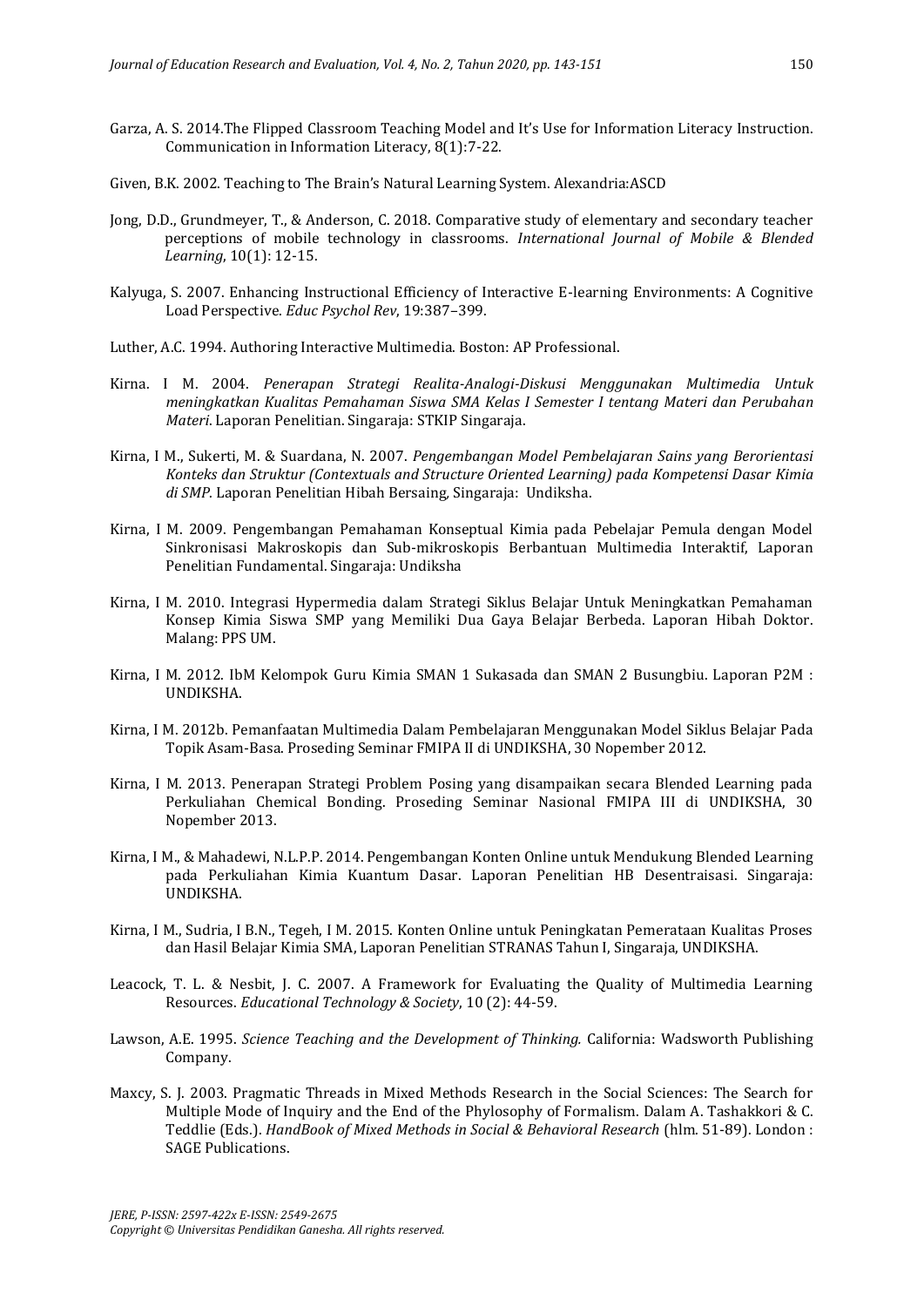Garza, A. S. 2014.The Flipped Classroom Teaching Model and It's Use for Information Literacy Instruction. Communication in Information Literacy, 8(1):7-22.

Given, B.K. 2002. Teaching to The Brain's Natural Learning System. Alexandria:ASCD

Jong, D.D., Grundmeyer, T., & Anderson, C. 2018. Comparative study of elementary and secondary teacher perceptions of mobile technology in classrooms. *International Journal of Mobile & Blended Learning*, 10(1): 12-15.

Kalyuga, S. 2007. Enhancing Instructional Efficiency of Interactive E-learning Environments: A Cognitive Load Perspective. *Educ Psychol Rev*, 19:387–399.

Luther, A.C. 1994. Authoring Interactive Multimedia. Boston: AP Professional.

Kirna. I M. 2004. *Penerapan Strategi Realita-Analogi-Diskusi Menggunakan Multimedia Untuk meningkatkan Kualitas Pemahaman Siswa SMA Kelas I Semester I tentang Materi dan Perubahan Materi*. Laporan Penelitian. Singaraja: STKIP Singaraja.

Kirna, I M., Sukerti, M. & Suardana, N. 2007. *Pengembangan Model Pembelajaran Sains yang Berorientasi Konteks dan Struktur (Contextuals and Structure Oriented Learning) pada Kompetensi Dasar Kimia di SMP*. Laporan Penelitian Hibah Bersaing, Singaraja: Undiksha.

Kirna, I M. 2009. Pengembangan Pemahaman Konseptual Kimia pada Pebelajar Pemula dengan Model Sinkronisasi Makroskopis dan Sub-mikroskopis Berbantuan Multimedia Interaktif, Laporan Penelitian Fundamental. Singaraja: Undiksha

Kirna, I M. 2010. Integrasi Hypermedia dalam Strategi Siklus Belajar Untuk Meningkatkan Pemahaman Konsep Kimia Siswa SMP yang Memiliki Dua Gaya Belajar Berbeda. Laporan Hibah Doktor. Malang: PPS UM.

Kirna, I M. 2012. IbM Kelompok Guru Kimia SMAN 1 Sukasada dan SMAN 2 Busungbiu. Laporan P2M : UNDIKSHA.

Kirna, I M. 2012b. Pemanfaatan Multimedia Dalam Pembelajaran Menggunakan Model Siklus Belajar Pada Topik Asam-Basa. Proseding Seminar FMIPA II di UNDIKSHA, 30 Nopember 2012.

Kirna, I M. 2013. Penerapan Strategi Problem Posing yang disampaikan secara Blended Learning pada Perkuliahan Chemical Bonding. Proseding Seminar Nasional FMIPA III di UNDIKSHA, 30 Nopember 2013.

Kirna, I M., & Mahadewi, N.L.P.P. 2014. Pengembangan Konten Online untuk Mendukung Blended Learning pada Perkuliahan Kimia Kuantum Dasar. Laporan Penelitian HB Desentraisasi. Singaraja: UNDIKSHA.

Kirna, I M., Sudria, I B.N., Tegeh, I M. 2015. Konten Online untuk Peningkatan Pemerataan Kualitas Proses dan Hasil Belajar Kimia SMA, Laporan Penelitian STRANAS Tahun I, Singaraja, UNDIKSHA.

Leacock, T. L. & Nesbit, J. C. 2007. A Framework for Evaluating the Quality of Multimedia Learning Resources. *Educational Technology & Society*, 10 (2): 44-59.

Lawson, A.E. 1995. *Science Teaching and the Development of Thinking.* California: Wadsworth Publishing Company.

Maxcy, S. J. 2003. Pragmatic Threads in Mixed Methods Research in the Social Sciences: The Search for Multiple Mode of Inquiry and the End of the Phylosophy of Formalism. Dalam A. Tashakkori & C. Teddlie (Eds.). *HandBook of Mixed Methods in Social & Behavioral Research* (hlm. 51-89). London : SAGE Publications.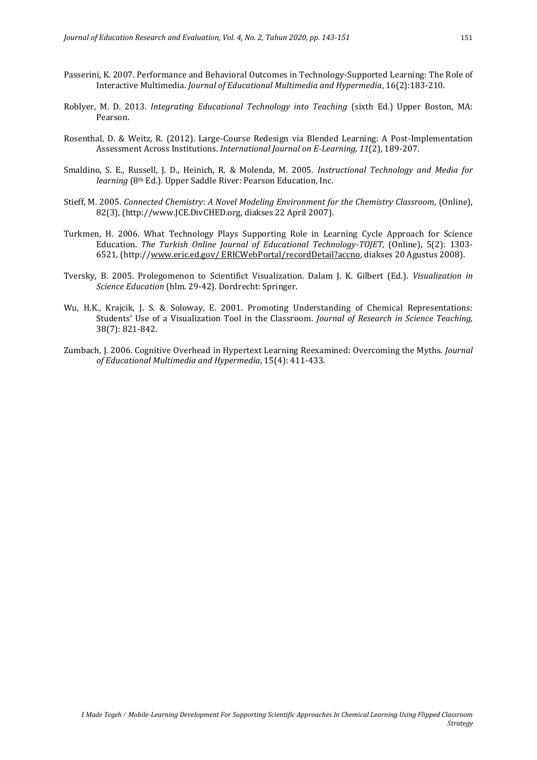Passerini, K. 2007. Performance and Behavioral Outcomes in Technology-Supported Learning: The Role of Interactive Multimedia. *Journal of Educational Multimedia and Hypermedia*, 16(2):183-210.

Roblyer, M. D. 2013. *Integrating Educational Technology into Teaching* (sixth Ed.) Upper Boston, MA: Pearson.

Rosenthal, D. & Weitz, R. (2012). Large-Course Redesign via Blended Learning: A Post-Implementation Assessment Across Institutions. *International Journal on E-Learning, 11*(2), 189-207.

Smaldino, S. E., Russell, J. D., Heinich, R. & Molenda, M. 2005. *Instructional Technology and Media for learning* (8th Ed.). Upper Saddle River: Pearson Education, Inc.

Stieff, M. 2005. *Connected Chemistry*: *A Novel Modeling Environment for the Chemistry Classroom*, (Online), 82(3), (http://www.JCE.DivCHED.org, diakses 22 April 2007).

Turkmen, H. 2006. What Technology Plays Supporting Role in Learning Cycle Approach for Science Education. *The Turkish Online Journal of Educational Technology-TOJET*, (Online), 5(2): 1303-6521, (http://www.eric.ed.gov/ ERICWebPortal/recordDetail?accno, diakses 20 Agustus 2008).

Tversky, B. 2005. Prolegomenon to Scientifict Visualization. Dalam J. K. Gilbert (Ed.). *Visualization in Science Education* (hlm. 29-42). Dordrecht: Springer.

Wu, H.K., Krajcik, J. S. & Soloway, E. 2001. Promoting Understanding of Chemical Representations: Students' Use of a Visualization Tool in the Classroom. *Journal of Research in Science Teaching,* 38(7): 821-842.

Zumbach, J. 2006. Cognitive Overhead in Hypertext Learning Reexamined: Overcoming the Myths. *Journal of Educational Multimedia and Hypermedia*, 15(4): 411-433.